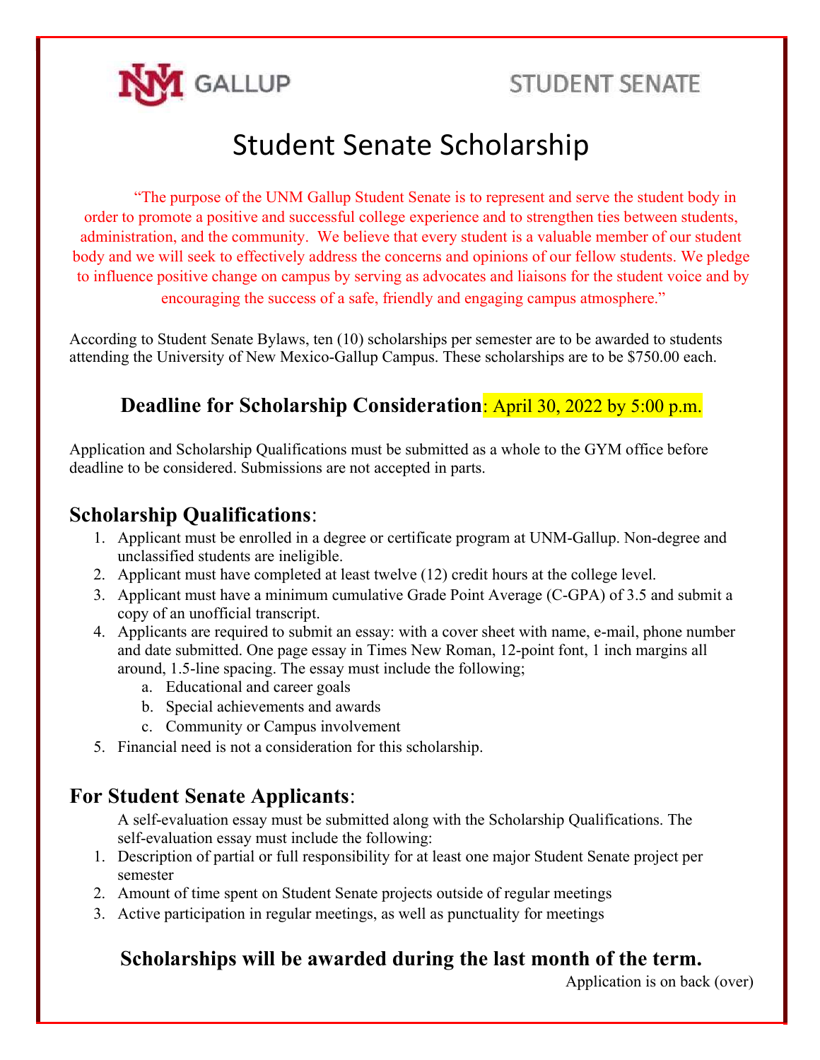UNM GALLUP

STUDENT SENATE

# Student Senate Scholarship

"The purpose of the UNM Gallup Student Senate is to represent and serve the student body in order to promote a positive and successful college experience and to strengthen ties between students, administration, and the community. We believe that every student is a valuable member of our student body and we will seek to effectively address the concerns and opinions of our fellow students. We pledge to influence positive change on campus by serving as advocates and liaisons for the student voice and by encouraging the success of a safe, friendly and engaging campus atmosphere."

According to Student Senate Bylaws, ten (10) scholarships per semester are to be awarded to students attending the University of New Mexico-Gallup Campus. These scholarships are to be $750.00 each.

## Deadline for Scholarship Consideration: April 30, 2022 by 5:00 p.m.

Application and Scholarship Qualifications must be submitted as a whole to the GYM office before deadline to be considered. Submissions are not accepted in parts.

## Scholarship Qualifications:

1. Applicant must be enrolled in a degree or certificate program at UNM-Gallup. Non-degree and unclassified students are ineligible.
2. Applicant must have completed at least twelve (12) credit hours at the college level.
3. Applicant must have a minimum cumulative Grade Point Average (C-GPA) of 3.5 and submit a copy of an unofficial transcript.
4. Applicants are required to submit an essay: with a cover sheet with name, e-mail, phone number and date submitted. One page essay in Times New Roman, 12-point font, 1 inch margins all around, 1.5-line spacing. The essay must include the following;
   a. Educational and career goals
   b. Special achievements and awards
   c. Community or Campus involvement
5. Financial need is not a consideration for this scholarship.

## For Student Senate Applicants:

A self-evaluation essay must be submitted along with the Scholarship Qualifications. The self-evaluation essay must include the following:

1. Description of partial or full responsibility for at least one major Student Senate project per semester
2. Amount of time spent on Student Senate projects outside of regular meetings
3. Active participation in regular meetings, as well as punctuality for meetings

## Scholarships will be awarded during the last month of the term.

Application is on back (over)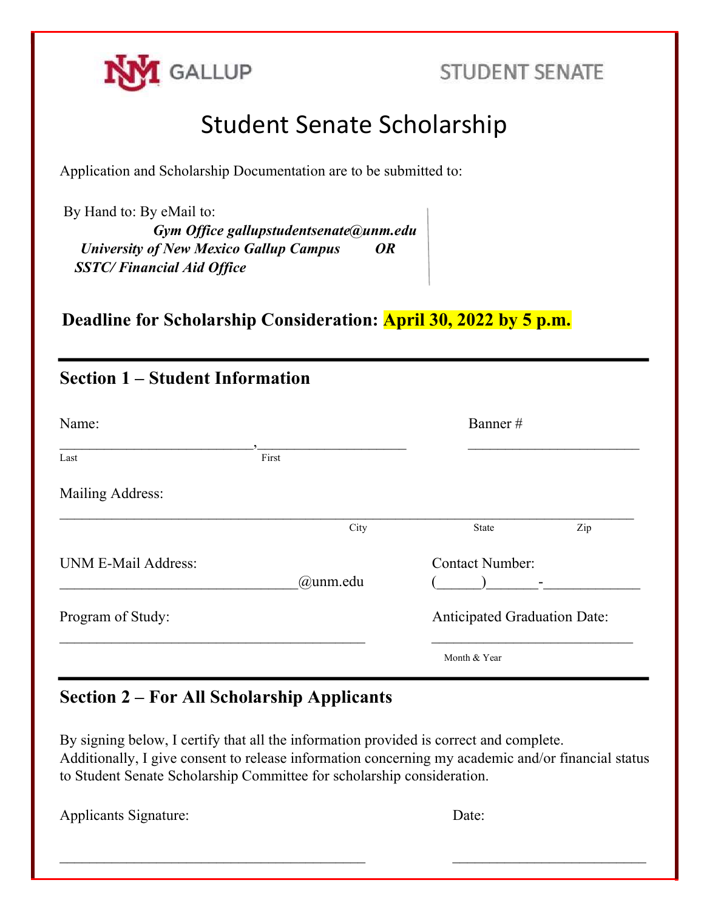UNM GALLUP STUDENT SENATE

# Student Senate Scholarship

Application and Scholarship Documentation are to be submitted to:

By Hand to: By eMail to:

***Gym Office gallupstudentsenate@unm.edu***

***University of New Mexico Gallup Campus OR***

***SSTC/ Financial Aid Office***

**Deadline for Scholarship Consideration: April 30, 2022 by 5 p.m.**

---

## Section 1 – Student Information

Name: Banner #

\_\_\_\_\_\_\_\_\_\_\_\_\_\_\_\_\_\_\_\_\_\_\_\_\_\_, \_\_\_\_\_\_\_\_\_\_\_\_\_\_\_\_\_\_\_\_\_ \_\_\_\_\_\_\_\_\_\_\_\_\_\_\_\_\_\_\_\_\_\_\_\_

Last First

Mailing Address:

\_\_\_\_\_\_\_\_\_\_\_\_\_\_\_\_\_\_\_\_\_\_\_\_\_\_\_\_\_\_\_\_\_\_\_\_\_\_\_\_\_\_\_\_\_\_\_\_\_\_\_\_\_\_\_\_\_\_\_\_\_\_\_\_\_\_\_\_\_\_\_\_\_\_\_\_\_\_\_\_\_\_

City State Zip

UNM E-Mail Address: Contact Number:

\_\_\_\_\_\_\_\_\_\_\_\_\_\_\_\_\_\_\_\_\_\_\_\_\_\_\_\_\_\_\_\_@unm.edu (\_\_\_\_\_\_)\_\_\_\_\_\_\_-\_\_\_\_\_\_\_\_\_\_\_\_\_

Program of Study: Anticipated Graduation Date:

\_\_\_\_\_\_\_\_\_\_\_\_\_\_\_\_\_\_\_\_\_\_\_\_\_\_\_\_\_\_\_\_\_\_\_\_\_\_\_\_\_\_ \_\_\_\_\_\_\_\_\_\_\_\_\_\_\_\_\_\_\_\_\_\_\_\_\_\_\_\_

Month & Year

---

## Section 2 – For All Scholarship Applicants

By signing below, I certify that all the information provided is correct and complete. Additionally, I give consent to release information concerning my academic and/or financial status to Student Senate Scholarship Committee for scholarship consideration.

Applicants Signature: Date:

\_\_\_\_\_\_\_\_\_\_\_\_\_\_\_\_\_\_\_\_\_\_\_\_\_\_\_\_\_\_\_\_\_\_\_\_\_\_\_\_\_\_ \_\_\_\_\_\_\_\_\_\_\_\_\_\_\_\_\_\_\_\_\_\_\_\_\_\_\_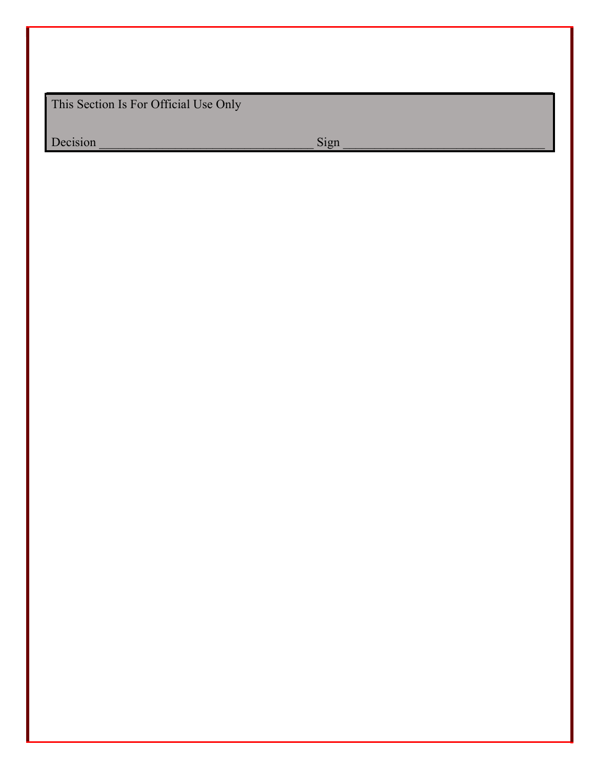This Section Is For Official Use Only

Decision __________________________________ Sign ________________________________